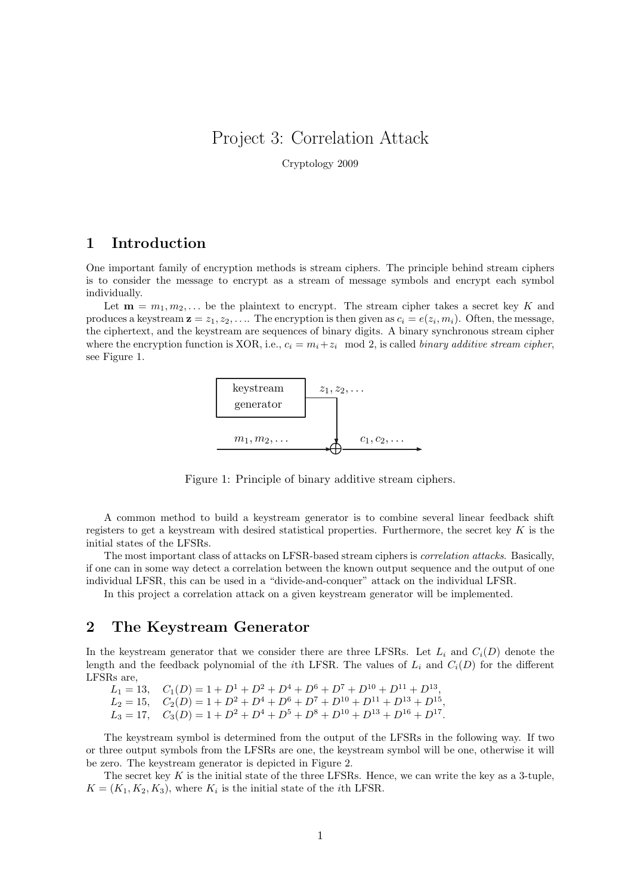# Project 3: Correlation Attack

Cryptology 2009

## 1 Introduction

One important family of encryption methods is stream ciphers. The principle behind stream ciphers is to consider the message to encrypt as a stream of message symbols and encrypt each symbol individually.

Let $\mathbf{m} = m_1, m_2, \ldots$ be the plaintext to encrypt. The stream cipher takes a secret key $K$ and produces a keystream $\mathbf{z} = z_1, z_2, \ldots$. The encryption is then given as $c_i = e(z_i, m_i)$. Often, the message, the ciphertext, and the keystream are sequences of binary digits. A binary synchronous stream cipher where the encryption function is XOR, i.e., $c_i = m_i + z_i \mod 2$, is called *binary additive stream cipher*, see Figure 1.

```
+------------+  z1, z2, ...
| keystream  |-------+
| generator  |       |
+------------+       v
   m1, m2, ...              c1, c2, ...
-------------------(+)-------------------->
```

Figure 1: Principle of binary additive stream ciphers.

A common method to build a keystream generator is to combine several linear feedback shift registers to get a keystream with desired statistical properties. Furthermore, the secret key $K$ is the initial states of the LFSRs.

The most important class of attacks on LFSR-based stream ciphers is *correlation attacks*. Basically, if one can in some way detect a correlation between the known output sequence and the output of one individual LFSR, this can be used in a "divide-and-conquer" attack on the individual LFSR.

In this project a correlation attack on a given keystream generator will be implemented.

## 2 The Keystream Generator

In the keystream generator that we consider there are three LFSRs. Let $L_i$ and $C_i(D)$ denote the length and the feedback polynomial of the $i$th LFSR. The values of $L_i$ and $C_i(D)$ for the different LFSRs are,

$L_1 = 13, \quad C_1(D) = 1 + D^1 + D^2 + D^4 + D^6 + D^7 + D^{10} + D^{11} + D^{13},$

$L_2 = 15, \quad C_2(D) = 1 + D^2 + D^4 + D^6 + D^7 + D^{10} + D^{11} + D^{13} + D^{15},$

$L_3 = 17, \quad C_3(D) = 1 + D^2 + D^4 + D^5 + D^8 + D^{10} + D^{13} + D^{16} + D^{17}.$

The keystream symbol is determined from the output of the LFSRs in the following way. If two or three output symbols from the LFSRs are one, the keystream symbol will be one, otherwise it will be zero. The keystream generator is depicted in Figure 2.

The secret key $K$ is the initial state of the three LFSRs. Hence, we can write the key as a 3-tuple, $K = (K_1, K_2, K_3)$, where $K_i$ is the initial state of the $i$th LFSR.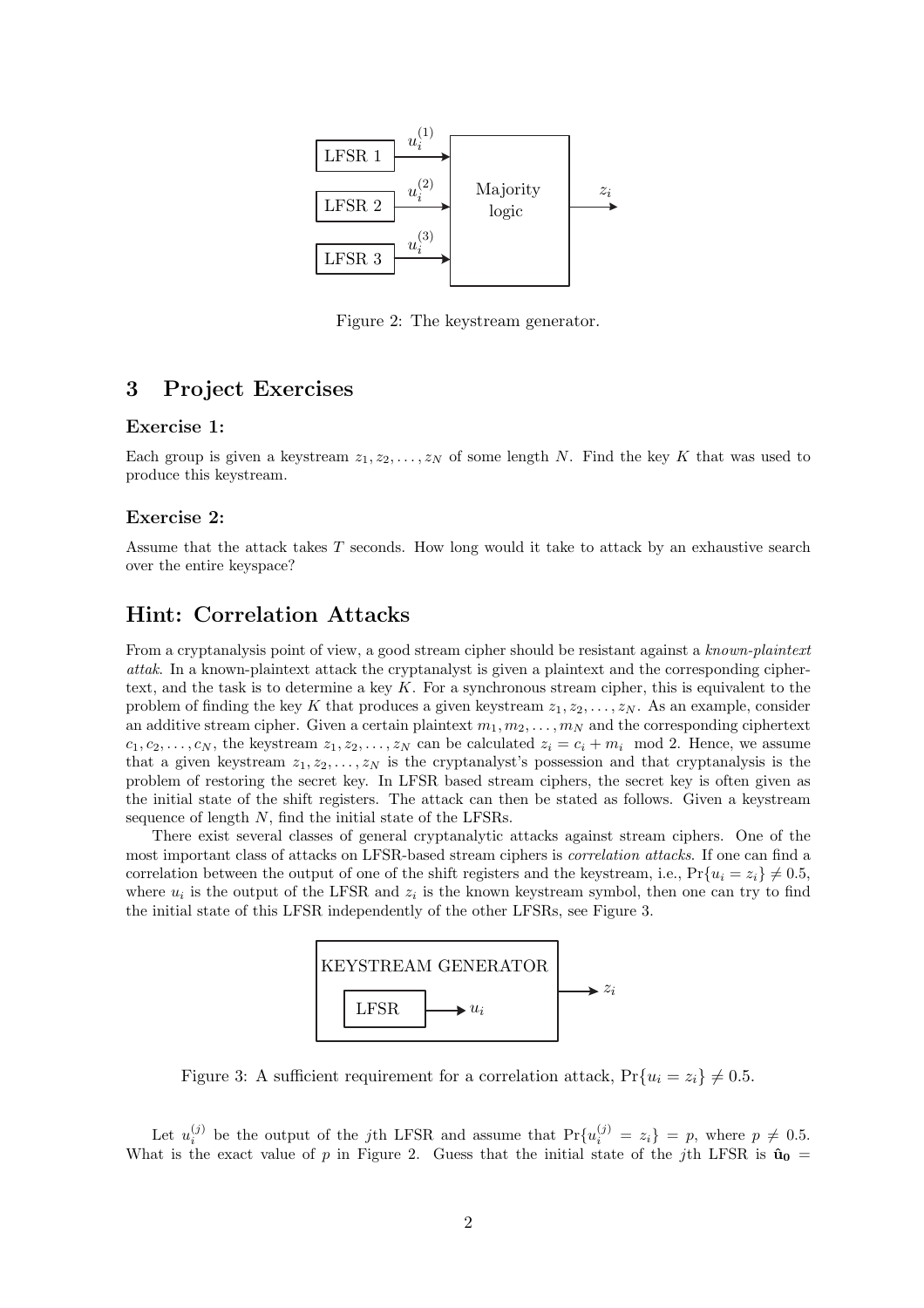Figure 2: The keystream generator.

## 3 Project Exercises

### Exercise 1:

Each group is given a keystream $z_1, z_2, \ldots, z_N$ of some length $N$. Find the key $K$ that was used to produce this keystream.

### Exercise 2:

Assume that the attack takes $T$ seconds. How long would it take to attack by an exhaustive search over the entire keyspace?

## Hint: Correlation Attacks

From a cryptanalysis point of view, a good stream cipher should be resistant against a *known-plaintext attak*. In a known-plaintext attack the cryptanalyst is given a plaintext and the corresponding ciphertext, and the task is to determine a key $K$. For a synchronous stream cipher, this is equivalent to the problem of finding the key $K$ that produces a given keystream $z_1, z_2, \ldots, z_N$. As an example, consider an additive stream cipher. Given a certain plaintext $m_1, m_2, \ldots, m_N$ and the corresponding ciphertext $c_1, c_2, \ldots, c_N$, the keystream $z_1, z_2, \ldots, z_N$ can be calculated $z_i = c_i + m_i \mod 2$. Hence, we assume that a given keystream $z_1, z_2, \ldots, z_N$ is the cryptanalyst's possession and that cryptanalysis is the problem of restoring the secret key. In LFSR based stream ciphers, the secret key is often given as the initial state of the shift registers. The attack can then be stated as follows. Given a keystream sequence of length $N$, find the initial state of the LFSRs.

There exist several classes of general cryptanalytic attacks against stream ciphers. One of the most important class of attacks on LFSR-based stream ciphers is *correlation attacks*. If one can find a correlation between the output of one of the shift registers and the keystream, i.e., $\Pr\{u_i = z_i\} \neq 0.5$, where $u_i$ is the output of the LFSR and $z_i$ is the known keystream symbol, then one can try to find the initial state of this LFSR independently of the other LFSRs, see Figure 3.

Figure 3: A sufficient requirement for a correlation attack, $\Pr\{u_i = z_i\} \neq 0.5$.

Let $u_i^{(j)}$ be the output of the $j$th LFSR and assume that $\Pr\{u_i^{(j)} = z_i\} = p$, where $p \neq 0.5$. What is the exact value of $p$ in Figure 2. Guess that the initial state of the $j$th LFSR is $\hat{\mathbf{u}}_\mathbf{0} =$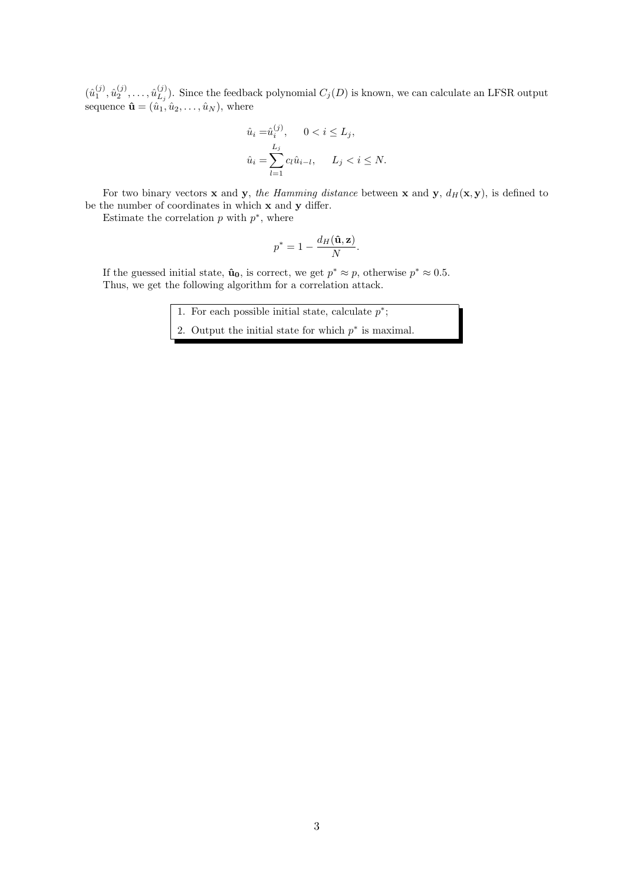$(\hat{u}_1^{(j)}, \hat{u}_2^{(j)}, \ldots, \hat{u}_{L_j}^{(j)})$. Since the feedback polynomial $C_j(D)$ is known, we can calculate an LFSR output sequence $\hat{\mathbf{u}} = (\hat{u}_1, \hat{u}_2, \ldots, \hat{u}_N)$, where

$$
\begin{aligned}
\hat{u}_i &= \hat{u}_i^{(j)}, \quad 0 < i \leq L_j, \\
\hat{u}_i &= \sum_{l=1}^{L_j} c_l \hat{u}_{i-l}, \quad L_j < i \leq N.
\end{aligned}
$$

For two binary vectors $\mathbf{x}$ and $\mathbf{y}$, *the Hamming distance* between $\mathbf{x}$ and $\mathbf{y}$, $d_H(\mathbf{x}, \mathbf{y})$, is defined to be the number of coordinates in which $\mathbf{x}$ and $\mathbf{y}$ differ.

Estimate the correlation $p$ with $p^*$, where

$$
p^* = 1 - \frac{d_H(\hat{\mathbf{u}}, \mathbf{z})}{N}.
$$

If the guessed initial state, $\hat{\mathbf{u}}_\mathbf{0}$, is correct, we get $p^* \approx p$, otherwise $p^* \approx 0.5$.

Thus, we get the following algorithm for a correlation attack.

1. For each possible initial state, calculate $p^*$;
2. Output the initial state for which $p^*$ is maximal.